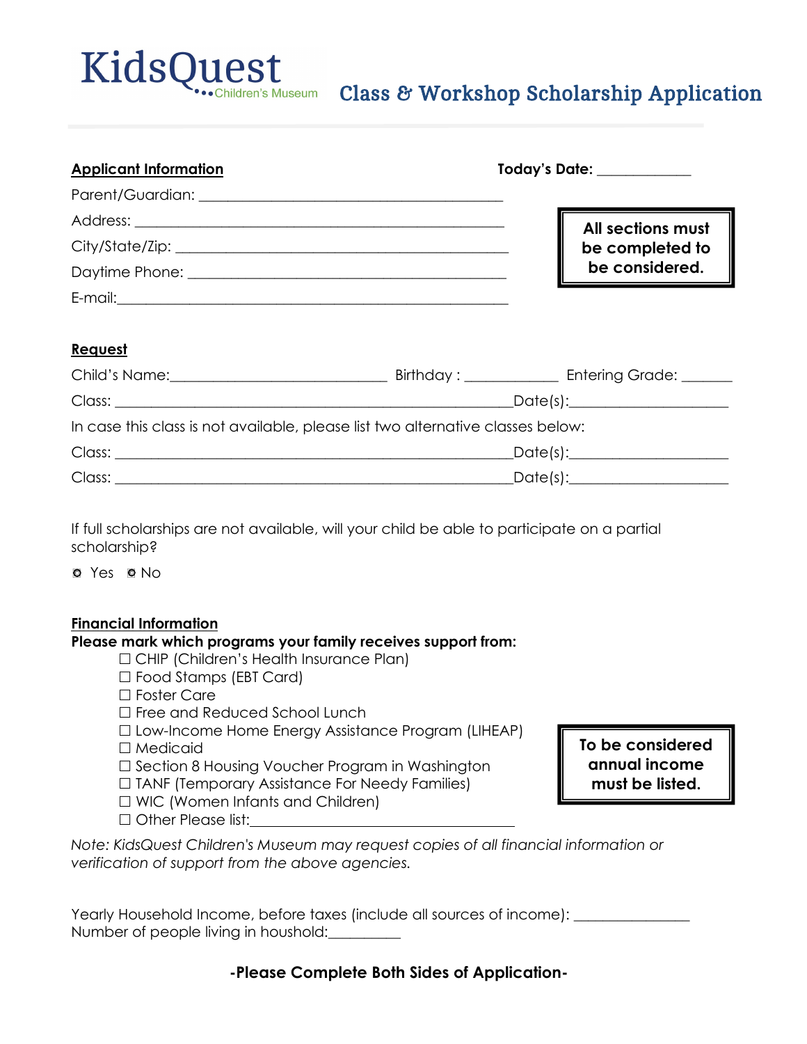# KidsQuest Children's Museum

## Class & Workshop Scholarship Application

**Applicant Information** **Today's Date:** ____________

Parent/Guardian: ________________________________________

Address: ________________________________________

City/State/Zip: ________________________________________

Daytime Phone: ________________________________________

E-mail:________________________________________

**All sections must be completed to be considered.**

**Request**

Child's Name:___________________________ Birthday : ____________ Entering Grade: _______

Class: ________________________________________________Date(s):____________________

In case this class is not available, please list two alternative classes below:

Class: ________________________________________________Date(s):____________________

Class: ________________________________________________Date(s):____________________

If full scholarships are not available, will your child be able to participate on a partial scholarship?

◘ Yes ◘ No

**Financial Information**

**Please mark which programs your family receives support from:**

- ☐ CHIP (Children's Health Insurance Plan)
- ☐ Food Stamps (EBT Card)
- ☐ Foster Care
- ☐ Free and Reduced School Lunch
- ☐ Low-Income Home Energy Assistance Program (LIHEAP)
- ☐ Medicaid
- ☐ Section 8 Housing Voucher Program in Washington
- ☐ TANF (Temporary Assistance For Needy Families)
- ☐ WIC (Women Infants and Children)
- ☐ Other Please list:_________________________________

**To be considered annual income must be listed.**

*Note: KidsQuest Children's Museum may request copies of all financial information or verification of support from the above agencies.*

Yearly Household Income, before taxes (include all sources of income): _______________

Number of people living in houshold:_________

**-Please Complete Both Sides of Application-**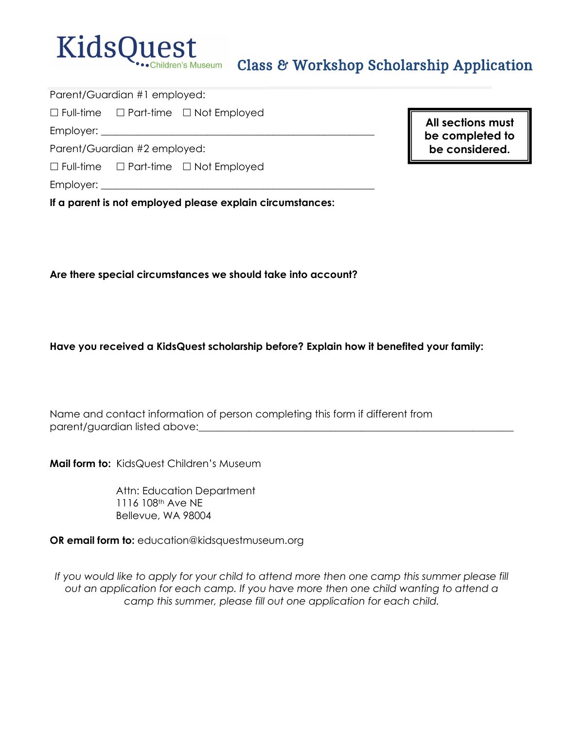KidsQuest Children's Museum

# Class & Workshop Scholarship Application

Parent/Guardian #1 employed:

☐ Full-time ☐ Part-time ☐ Not Employed

Employer: ___________________________________________________

Parent/Guardian #2 employed:

☐ Full-time ☐ Part-time ☐ Not Employed

Employer: ___________________________________________________

**All sections must be completed to be considered.**

**If a parent is not employed please explain circumstances:**

**Are there special circumstances we should take into account?**

**Have you received a KidsQuest scholarship before? Explain how it benefited your family:**

Name and contact information of person completing this form if different from parent/guardian listed above:___________________________________________________________

**Mail form to:** KidsQuest Children's Museum

Attn: Education Department
1116 108th Ave NE
Bellevue, WA 98004

**OR email form to:** education@kidsquestmuseum.org

*If you would like to apply for your child to attend more then one camp this summer please fill out an application for each camp. If you have more then one child wanting to attend a camp this summer, please fill out one application for each child.*